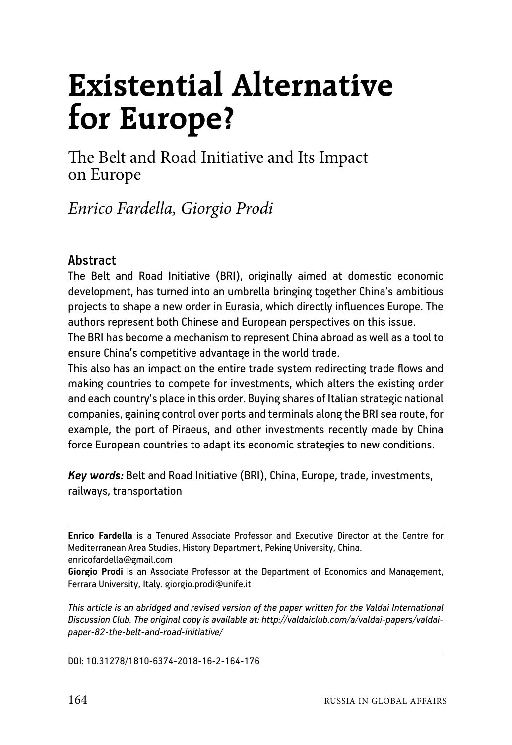# Existential Alternative for Europe?

## The Belt and Road Initiative and Its Impact on Europe

*Enrico Fardella, Giorgio Prodi*

### Abstract

The Belt and Road Initiative (BRI), originally aimed at domestic economic development, has turned into an umbrella bringing together China's ambitious projects to shape a new order in Eurasia, which directly influences Europe. The authors represent both Chinese and European perspectives on this issue.

The BRI has become a mechanism to represent China abroad as well as a tool to ensure China's competitive advantage in the world trade.

This also has an impact on the entire trade system redirecting trade flows and making countries to compete for investments, which alters the existing order and each country's place in this order. Buying shares of Italian strategic national companies, gaining control over ports and terminals along the BRI sea route, for example, the port of Piraeus, and other investments recently made by China force European countries to adapt its economic strategies to new conditions.

***Key words:*** Belt and Road Initiative (BRI), China, Europe, trade, investments, railways, transportation

---

**Enrico Fardella** is a Tenured Associate Professor and Executive Director at the Centre for Mediterranean Area Studies, History Department, Peking University, China. enricofardella@gmail.com

**Giorgio Prodi** is an Associate Professor at the Department of Economics and Management, Ferrara University, Italy. giorgio.prodi@unife.it

*This article is an abridged and revised version of the paper written for the Valdai International Discussion Club. The original copy is available at: http://valdaiclub.com/a/valdai-papers/valdai-paper-82-the-belt-and-road-initiative/*

---

DOI: 10.31278/1810-6374-2018-16-2-164-176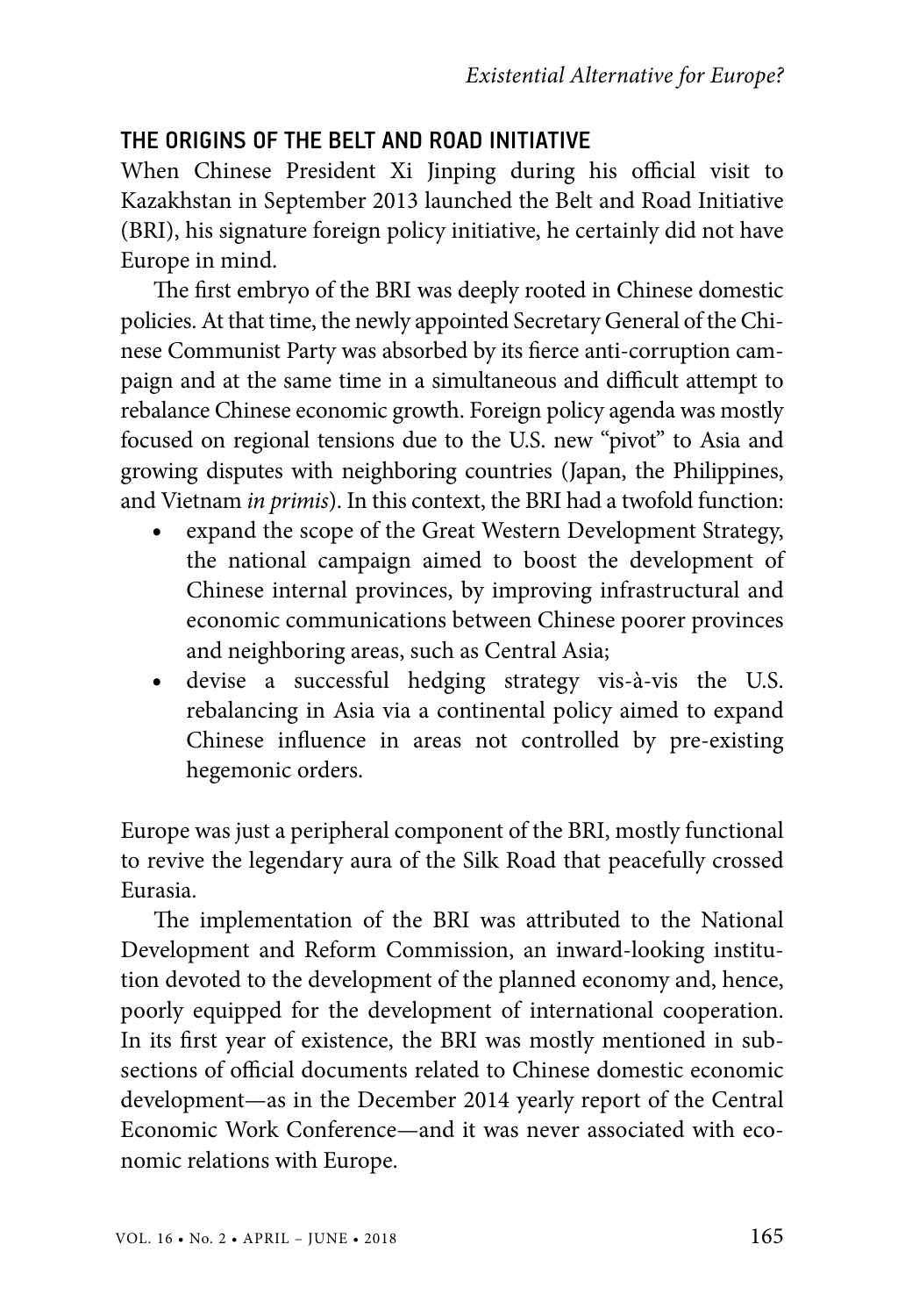## THE ORIGINS OF THE BELT AND ROAD INITIATIVE

When Chinese President Xi Jinping during his official visit to Kazakhstan in September 2013 launched the Belt and Road Initiative (BRI), his signature foreign policy initiative, he certainly did not have Europe in mind.

The first embryo of the BRI was deeply rooted in Chinese domestic policies. At that time, the newly appointed Secretary General of the Chinese Communist Party was absorbed by its fierce anti-corruption campaign and at the same time in a simultaneous and difficult attempt to rebalance Chinese economic growth. Foreign policy agenda was mostly focused on regional tensions due to the U.S. new "pivot" to Asia and growing disputes with neighboring countries (Japan, the Philippines, and Vietnam *in primis*). In this context, the BRI had a twofold function:

- expand the scope of the Great Western Development Strategy, the national campaign aimed to boost the development of Chinese internal provinces, by improving infrastructural and economic communications between Chinese poorer provinces and neighboring areas, such as Central Asia;
- devise a successful hedging strategy vis-à-vis the U.S. rebalancing in Asia via a continental policy aimed to expand Chinese influence in areas not controlled by pre-existing hegemonic orders.

Europe was just a peripheral component of the BRI, mostly functional to revive the legendary aura of the Silk Road that peacefully crossed Eurasia.

The implementation of the BRI was attributed to the National Development and Reform Commission, an inward-looking institution devoted to the development of the planned economy and, hence, poorly equipped for the development of international cooperation. In its first year of existence, the BRI was mostly mentioned in subsections of official documents related to Chinese domestic economic development—as in the December 2014 yearly report of the Central Economic Work Conference—and it was never associated with economic relations with Europe.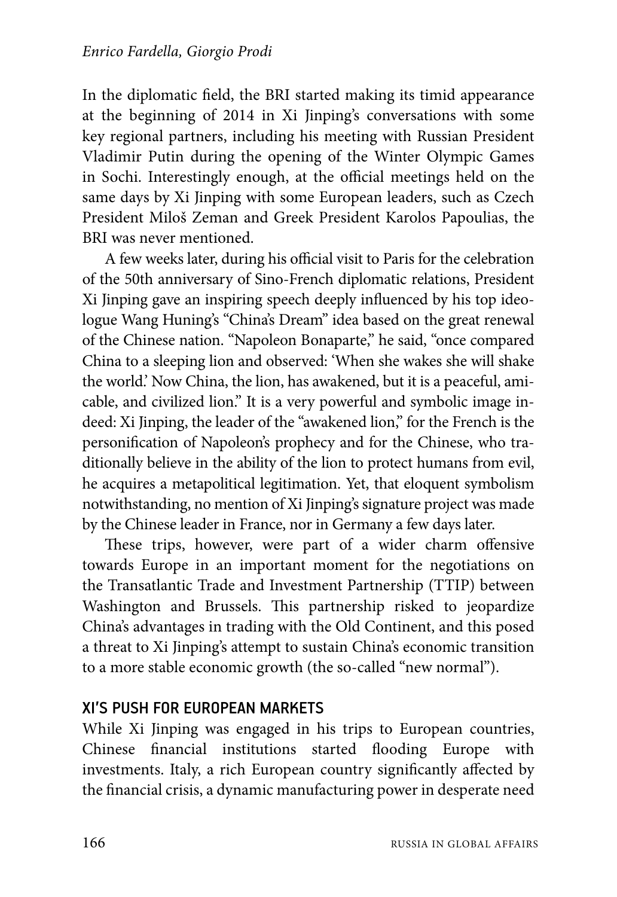In the diplomatic field, the BRI started making its timid appearance at the beginning of 2014 in Xi Jinping's conversations with some key regional partners, including his meeting with Russian President Vladimir Putin during the opening of the Winter Olympic Games in Sochi. Interestingly enough, at the official meetings held on the same days by Xi Jinping with some European leaders, such as Czech President Miloš Zeman and Greek President Karolos Papoulias, the BRI was never mentioned.

A few weeks later, during his official visit to Paris for the celebration of the 50th anniversary of Sino-French diplomatic relations, President Xi Jinping gave an inspiring speech deeply influenced by his top ideologue Wang Huning's "China's Dream" idea based on the great renewal of the Chinese nation. "Napoleon Bonaparte," he said, "once compared China to a sleeping lion and observed: 'When she wakes she will shake the world.' Now China, the lion, has awakened, but it is a peaceful, amicable, and civilized lion." It is a very powerful and symbolic image indeed: Xi Jinping, the leader of the "awakened lion," for the French is the personification of Napoleon's prophecy and for the Chinese, who traditionally believe in the ability of the lion to protect humans from evil, he acquires a metapolitical legitimation. Yet, that eloquent symbolism notwithstanding, no mention of Xi Jinping's signature project was made by the Chinese leader in France, nor in Germany a few days later.

These trips, however, were part of a wider charm offensive towards Europe in an important moment for the negotiations on the Transatlantic Trade and Investment Partnership (TTIP) between Washington and Brussels. This partnership risked to jeopardize China's advantages in trading with the Old Continent, and this posed a threat to Xi Jinping's attempt to sustain China's economic transition to a more stable economic growth (the so-called "new normal").

## XI'S PUSH FOR EUROPEAN MARKETS

While Xi Jinping was engaged in his trips to European countries, Chinese financial institutions started flooding Europe with investments. Italy, a rich European country significantly affected by the financial crisis, a dynamic manufacturing power in desperate need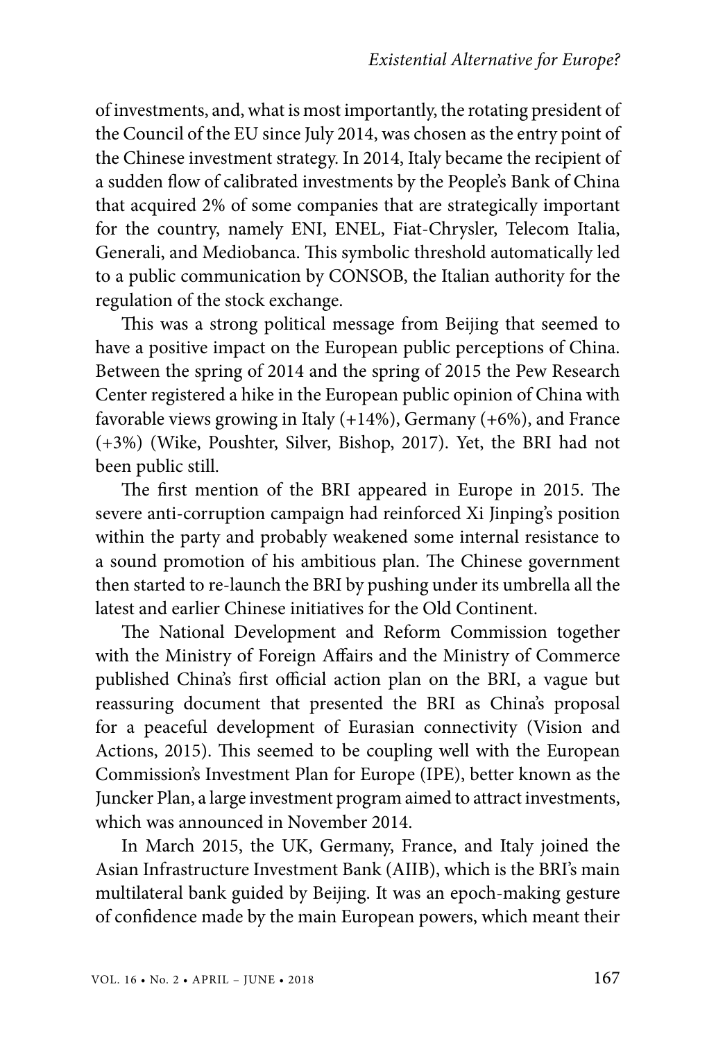of investments, and, what is most importantly, the rotating president of the Council of the EU since July 2014, was chosen as the entry point of the Chinese investment strategy. In 2014, Italy became the recipient of a sudden flow of calibrated investments by the People's Bank of China that acquired 2% of some companies that are strategically important for the country, namely ENI, ENEL, Fiat-Chrysler, Telecom Italia, Generali, and Mediobanca. This symbolic threshold automatically led to a public communication by CONSOB, the Italian authority for the regulation of the stock exchange.

This was a strong political message from Beijing that seemed to have a positive impact on the European public perceptions of China. Between the spring of 2014 and the spring of 2015 the Pew Research Center registered a hike in the European public opinion of China with favorable views growing in Italy (+14%), Germany (+6%), and France (+3%) (Wike, Poushter, Silver, Bishop, 2017). Yet, the BRI had not been public still.

The first mention of the BRI appeared in Europe in 2015. The severe anti-corruption campaign had reinforced Xi Jinping's position within the party and probably weakened some internal resistance to a sound promotion of his ambitious plan. The Chinese government then started to re-launch the BRI by pushing under its umbrella all the latest and earlier Chinese initiatives for the Old Continent.

The National Development and Reform Commission together with the Ministry of Foreign Affairs and the Ministry of Commerce published China's first official action plan on the BRI, a vague but reassuring document that presented the BRI as China's proposal for a peaceful development of Eurasian connectivity (Vision and Actions, 2015). This seemed to be coupling well with the European Commission's Investment Plan for Europe (IPE), better known as the Juncker Plan, a large investment program aimed to attract investments, which was announced in November 2014.

In March 2015, the UK, Germany, France, and Italy joined the Asian Infrastructure Investment Bank (AIIB), which is the BRI's main multilateral bank guided by Beijing. It was an epoch-making gesture of confidence made by the main European powers, which meant their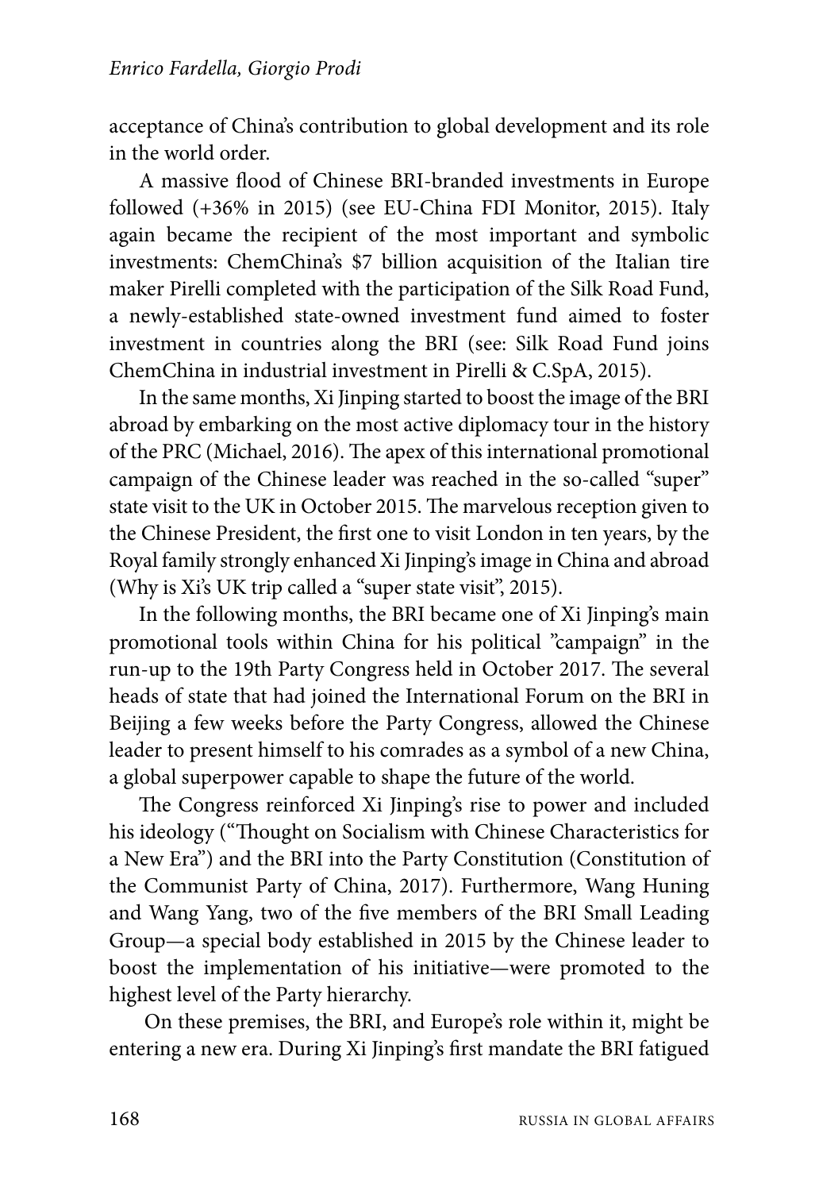acceptance of China's contribution to global development and its role in the world order.

A massive flood of Chinese BRI-branded investments in Europe followed (+36% in 2015) (see EU-China FDI Monitor, 2015). Italy again became the recipient of the most important and symbolic investments: ChemChina's $7 billion acquisition of the Italian tire maker Pirelli completed with the participation of the Silk Road Fund, a newly-established state-owned investment fund aimed to foster investment in countries along the BRI (see: Silk Road Fund joins ChemChina in industrial investment in Pirelli & C.SpA, 2015).

In the same months, Xi Jinping started to boost the image of the BRI abroad by embarking on the most active diplomacy tour in the history of the PRC (Michael, 2016). The apex of this international promotional campaign of the Chinese leader was reached in the so-called "super" state visit to the UK in October 2015. The marvelous reception given to the Chinese President, the first one to visit London in ten years, by the Royal family strongly enhanced Xi Jinping's image in China and abroad (Why is Xi's UK trip called a "super state visit", 2015).

In the following months, the BRI became one of Xi Jinping's main promotional tools within China for his political "campaign" in the run-up to the 19th Party Congress held in October 2017. The several heads of state that had joined the International Forum on the BRI in Beijing a few weeks before the Party Congress, allowed the Chinese leader to present himself to his comrades as a symbol of a new China, a global superpower capable to shape the future of the world.

The Congress reinforced Xi Jinping's rise to power and included his ideology ("Thought on Socialism with Chinese Characteristics for a New Era") and the BRI into the Party Constitution (Constitution of the Communist Party of China, 2017). Furthermore, Wang Huning and Wang Yang, two of the five members of the BRI Small Leading Group—a special body established in 2015 by the Chinese leader to boost the implementation of his initiative—were promoted to the highest level of the Party hierarchy.

On these premises, the BRI, and Europe's role within it, might be entering a new era. During Xi Jinping's first mandate the BRI fatigued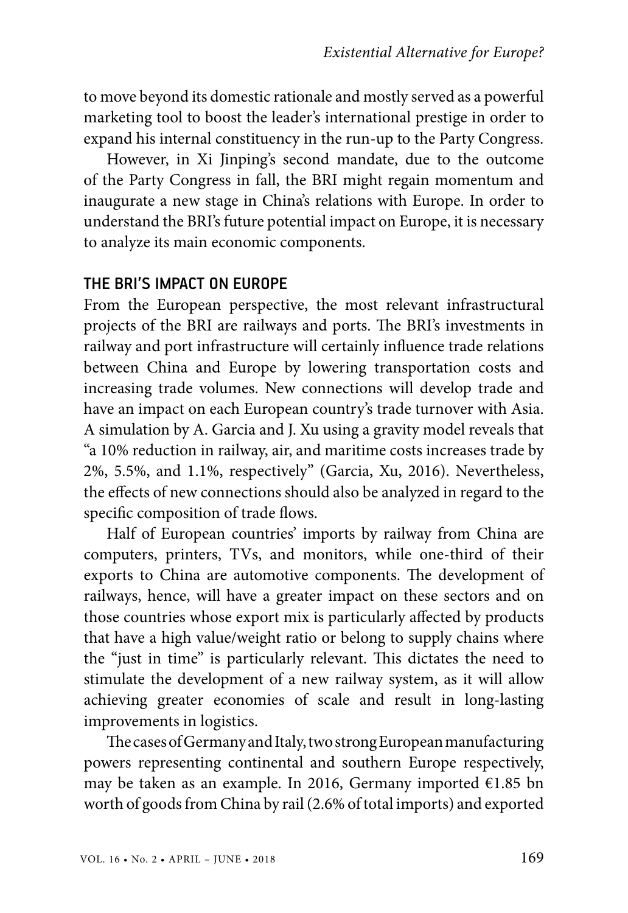to move beyond its domestic rationale and mostly served as a powerful marketing tool to boost the leader's international prestige in order to expand his internal constituency in the run-up to the Party Congress.

However, in Xi Jinping's second mandate, due to the outcome of the Party Congress in fall, the BRI might regain momentum and inaugurate a new stage in China's relations with Europe. In order to understand the BRI's future potential impact on Europe, it is necessary to analyze its main economic components.

## THE BRI'S IMPACT ON EUROPE

From the European perspective, the most relevant infrastructural projects of the BRI are railways and ports. The BRI's investments in railway and port infrastructure will certainly influence trade relations between China and Europe by lowering transportation costs and increasing trade volumes. New connections will develop trade and have an impact on each European country's trade turnover with Asia. A simulation by A. Garcia and J. Xu using a gravity model reveals that "a 10% reduction in railway, air, and maritime costs increases trade by 2%, 5.5%, and 1.1%, respectively" (Garcia, Xu, 2016). Nevertheless, the effects of new connections should also be analyzed in regard to the specific composition of trade flows.

Half of European countries' imports by railway from China are computers, printers, TVs, and monitors, while one-third of their exports to China are automotive components. The development of railways, hence, will have a greater impact on these sectors and on those countries whose export mix is particularly affected by products that have a high value/weight ratio or belong to supply chains where the "just in time" is particularly relevant. This dictates the need to stimulate the development of a new railway system, as it will allow achieving greater economies of scale and result in long-lasting improvements in logistics.

The cases of Germany and Italy, two strong European manufacturing powers representing continental and southern Europe respectively, may be taken as an example. In 2016, Germany imported €1.85 bn worth of goods from China by rail (2.6% of total imports) and exported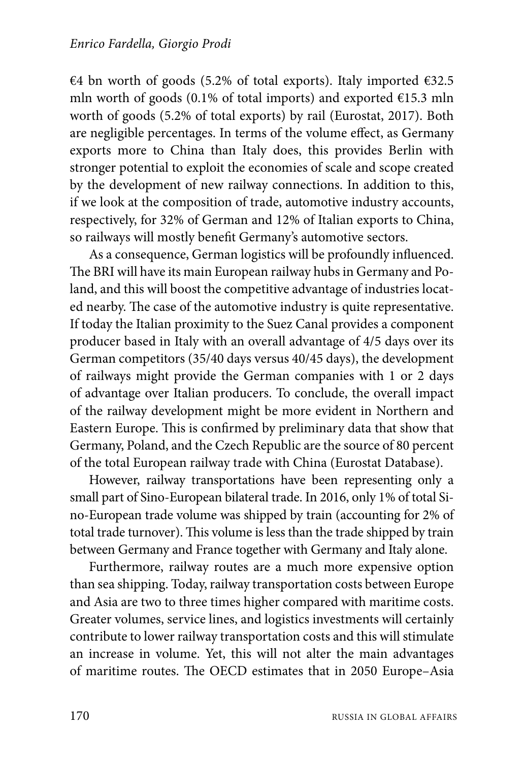€4 bn worth of goods (5.2% of total exports). Italy imported €32.5 mln worth of goods (0.1% of total imports) and exported €15.3 mln worth of goods (5.2% of total exports) by rail (Eurostat, 2017). Both are negligible percentages. In terms of the volume effect, as Germany exports more to China than Italy does, this provides Berlin with stronger potential to exploit the economies of scale and scope created by the development of new railway connections. In addition to this, if we look at the composition of trade, automotive industry accounts, respectively, for 32% of German and 12% of Italian exports to China, so railways will mostly benefit Germany's automotive sectors.

As a consequence, German logistics will be profoundly influenced. The BRI will have its main European railway hubs in Germany and Poland, and this will boost the competitive advantage of industries located nearby. The case of the automotive industry is quite representative. If today the Italian proximity to the Suez Canal provides a component producer based in Italy with an overall advantage of 4/5 days over its German competitors (35/40 days versus 40/45 days), the development of railways might provide the German companies with 1 or 2 days of advantage over Italian producers. To conclude, the overall impact of the railway development might be more evident in Northern and Eastern Europe. This is confirmed by preliminary data that show that Germany, Poland, and the Czech Republic are the source of 80 percent of the total European railway trade with China (Eurostat Database).

However, railway transportations have been representing only a small part of Sino-European bilateral trade. In 2016, only 1% of total Sino-European trade volume was shipped by train (accounting for 2% of total trade turnover). This volume is less than the trade shipped by train between Germany and France together with Germany and Italy alone.

Furthermore, railway routes are a much more expensive option than sea shipping. Today, railway transportation costs between Europe and Asia are two to three times higher compared with maritime costs. Greater volumes, service lines, and logistics investments will certainly contribute to lower railway transportation costs and this will stimulate an increase in volume. Yet, this will not alter the main advantages of maritime routes. The OECD estimates that in 2050 Europe–Asia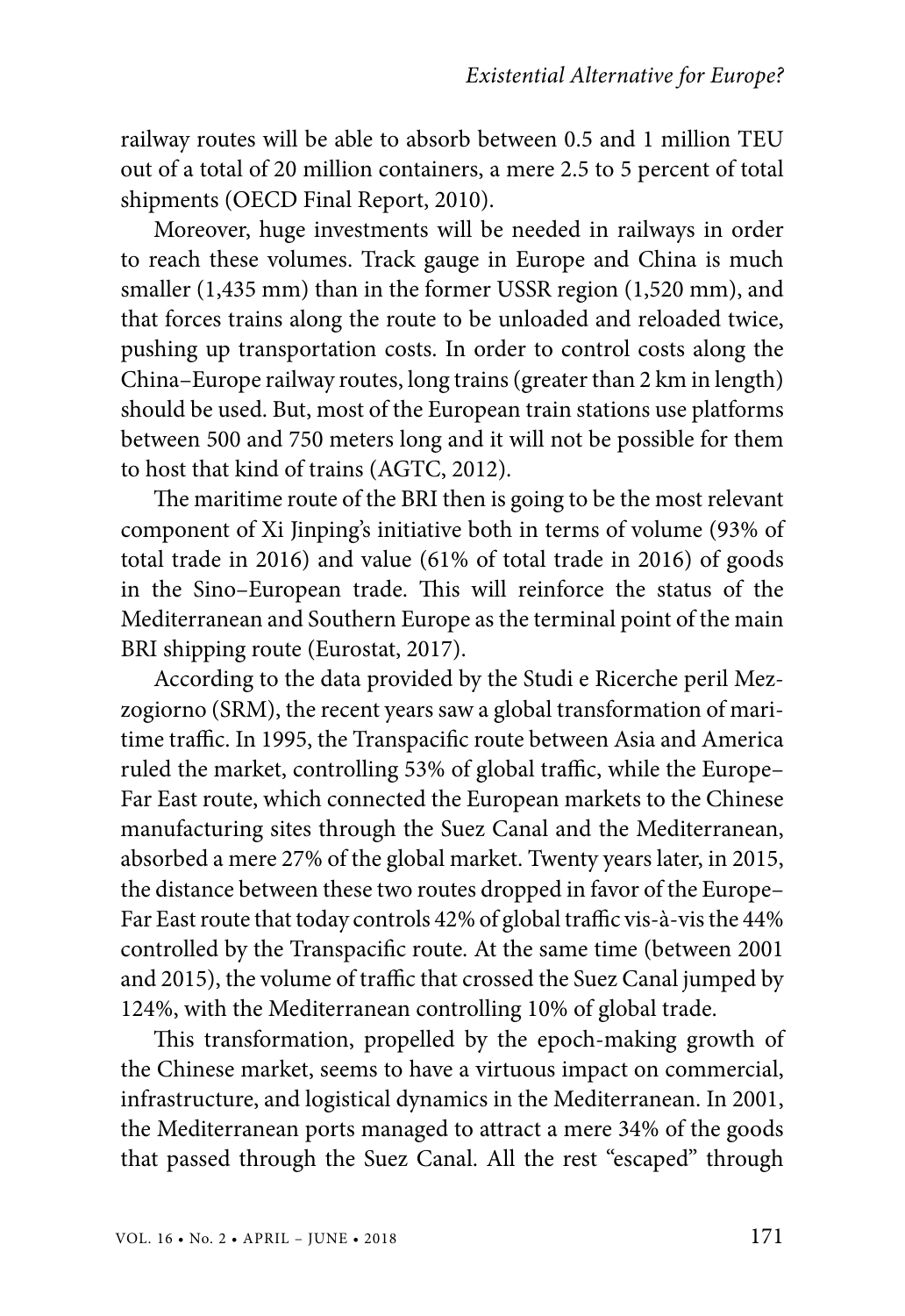railway routes will be able to absorb between 0.5 and 1 million TEU out of a total of 20 million containers, a mere 2.5 to 5 percent of total shipments (OECD Final Report, 2010).

Moreover, huge investments will be needed in railways in order to reach these volumes. Track gauge in Europe and China is much smaller (1,435 mm) than in the former USSR region (1,520 mm), and that forces trains along the route to be unloaded and reloaded twice, pushing up transportation costs. In order to control costs along the China–Europe railway routes, long trains (greater than 2 km in length) should be used. But, most of the European train stations use platforms between 500 and 750 meters long and it will not be possible for them to host that kind of trains (AGTC, 2012).

The maritime route of the BRI then is going to be the most relevant component of Xi Jinping's initiative both in terms of volume (93% of total trade in 2016) and value (61% of total trade in 2016) of goods in the Sino–European trade. This will reinforce the status of the Mediterranean and Southern Europe as the terminal point of the main BRI shipping route (Eurostat, 2017).

According to the data provided by the Studi e Ricerche peril Mezzogiorno (SRM), the recent years saw a global transformation of maritime traffic. In 1995, the Transpacific route between Asia and America ruled the market, controlling 53% of global traffic, while the Europe–Far East route, which connected the European markets to the Chinese manufacturing sites through the Suez Canal and the Mediterranean, absorbed a mere 27% of the global market. Twenty years later, in 2015, the distance between these two routes dropped in favor of the Europe–Far East route that today controls 42% of global traffic vis-à-vis the 44% controlled by the Transpacific route. At the same time (between 2001 and 2015), the volume of traffic that crossed the Suez Canal jumped by 124%, with the Mediterranean controlling 10% of global trade.

This transformation, propelled by the epoch-making growth of the Chinese market, seems to have a virtuous impact on commercial, infrastructure, and logistical dynamics in the Mediterranean. In 2001, the Mediterranean ports managed to attract a mere 34% of the goods that passed through the Suez Canal. All the rest "escaped" through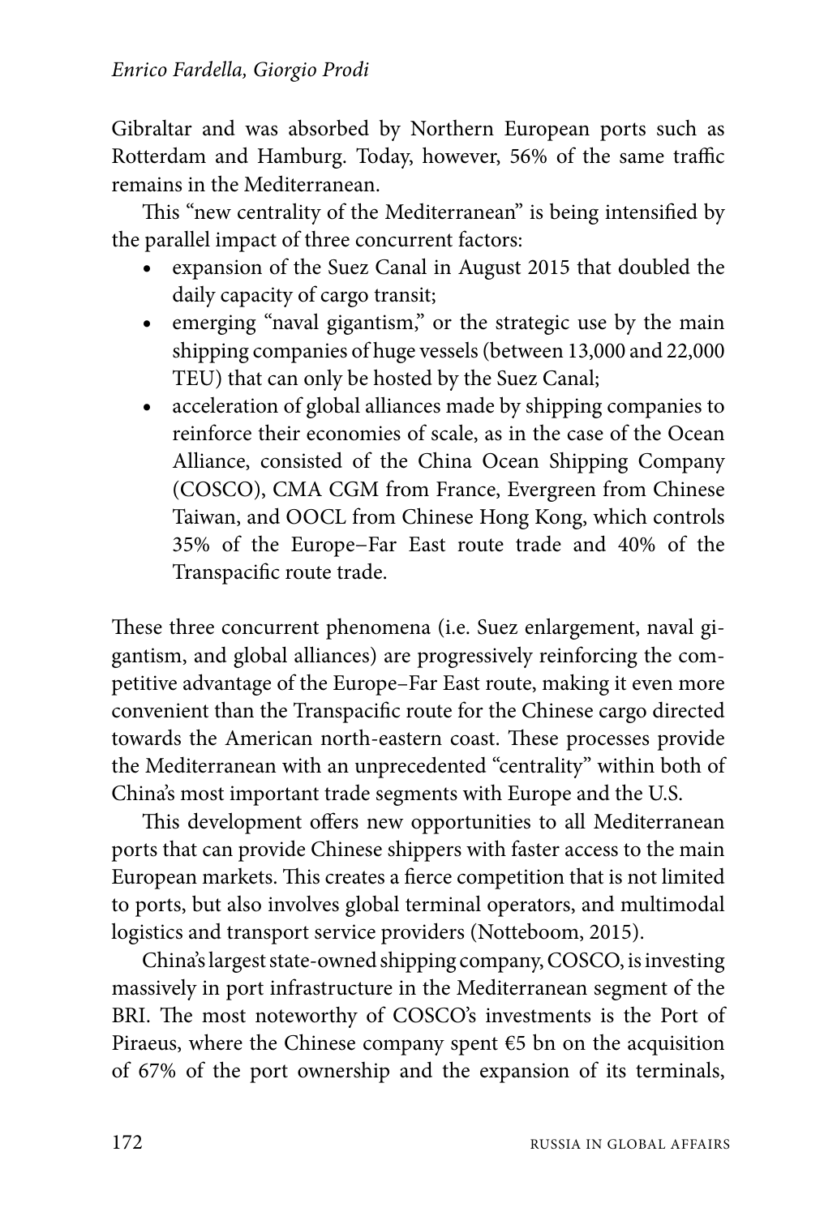Gibraltar and was absorbed by Northern European ports such as Rotterdam and Hamburg. Today, however, 56% of the same traffic remains in the Mediterranean.

This "new centrality of the Mediterranean" is being intensified by the parallel impact of three concurrent factors:

- expansion of the Suez Canal in August 2015 that doubled the daily capacity of cargo transit;
- emerging "naval gigantism," or the strategic use by the main shipping companies of huge vessels (between 13,000 and 22,000 TEU) that can only be hosted by the Suez Canal;
- acceleration of global alliances made by shipping companies to reinforce their economies of scale, as in the case of the Ocean Alliance, consisted of the China Ocean Shipping Company (COSCO), CMA CGM from France, Evergreen from Chinese Taiwan, and OOCL from Chinese Hong Kong, which controls 35% of the Europe–Far East route trade and 40% of the Transpacific route trade.

These three concurrent phenomena (i.e. Suez enlargement, naval gigantism, and global alliances) are progressively reinforcing the competitive advantage of the Europe–Far East route, making it even more convenient than the Transpacific route for the Chinese cargo directed towards the American north-eastern coast. These processes provide the Mediterranean with an unprecedented "centrality" within both of China's most important trade segments with Europe and the U.S.

This development offers new opportunities to all Mediterranean ports that can provide Chinese shippers with faster access to the main European markets. This creates a fierce competition that is not limited to ports, but also involves global terminal operators, and multimodal logistics and transport service providers (Notteboom, 2015).

China's largest state-owned shipping company, COSCO, is investing massively in port infrastructure in the Mediterranean segment of the BRI. The most noteworthy of COSCO's investments is the Port of Piraeus, where the Chinese company spent €5 bn on the acquisition of 67% of the port ownership and the expansion of its terminals,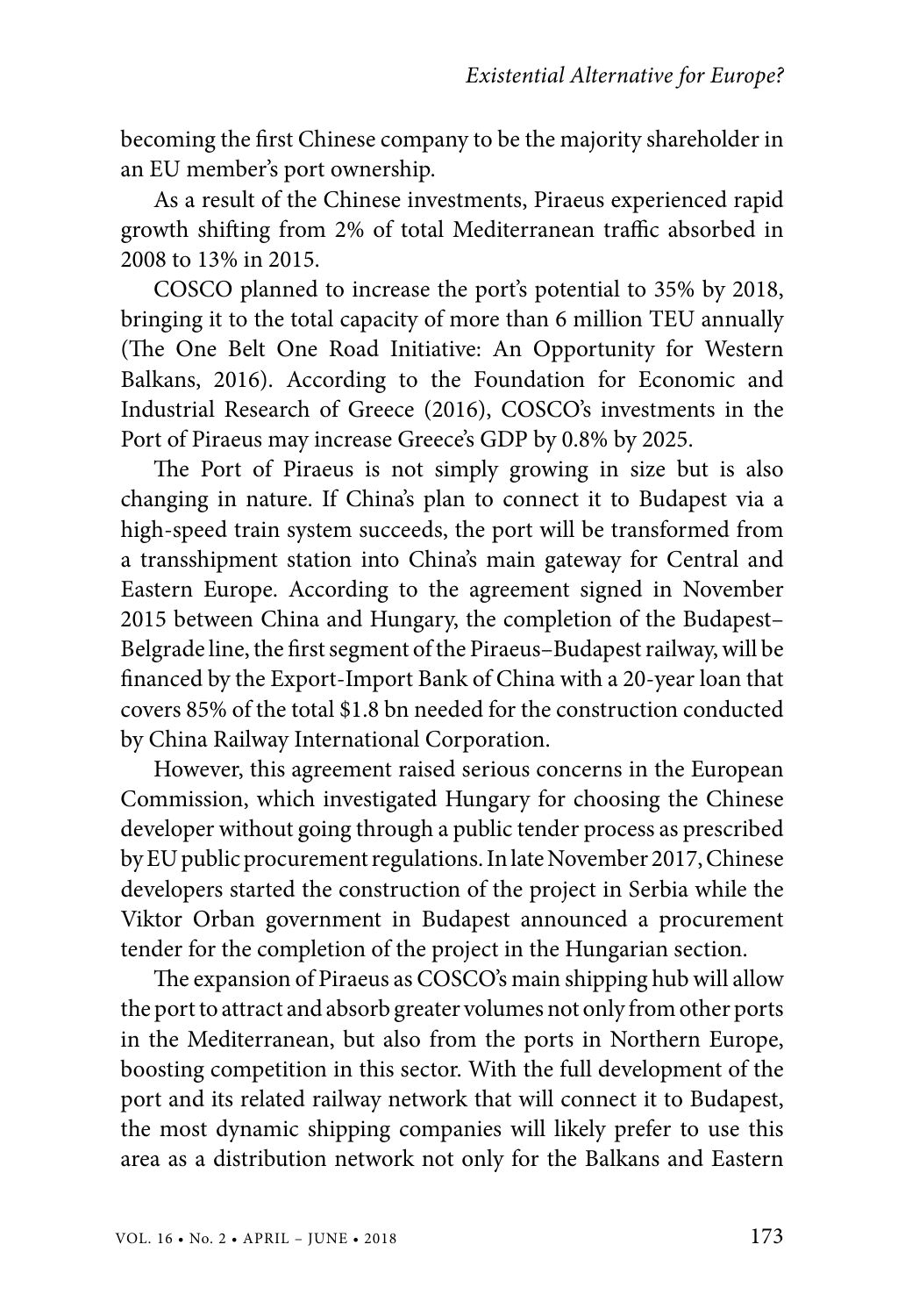becoming the first Chinese company to be the majority shareholder in an EU member's port ownership.

As a result of the Chinese investments, Piraeus experienced rapid growth shifting from 2% of total Mediterranean traffic absorbed in 2008 to 13% in 2015.

COSCO planned to increase the port's potential to 35% by 2018, bringing it to the total capacity of more than 6 million TEU annually (The One Belt One Road Initiative: An Opportunity for Western Balkans, 2016). According to the Foundation for Economic and Industrial Research of Greece (2016), COSCO's investments in the Port of Piraeus may increase Greece's GDP by 0.8% by 2025.

The Port of Piraeus is not simply growing in size but is also changing in nature. If China's plan to connect it to Budapest via a high-speed train system succeeds, the port will be transformed from a transshipment station into China's main gateway for Central and Eastern Europe. According to the agreement signed in November 2015 between China and Hungary, the completion of the Budapest–Belgrade line, the first segment of the Piraeus–Budapest railway, will be financed by the Export-Import Bank of China with a 20-year loan that covers 85% of the total $1.8 bn needed for the construction conducted by China Railway International Corporation.

However, this agreement raised serious concerns in the European Commission, which investigated Hungary for choosing the Chinese developer without going through a public tender process as prescribed by EU public procurement regulations. In late November 2017, Chinese developers started the construction of the project in Serbia while the Viktor Orban government in Budapest announced a procurement tender for the completion of the project in the Hungarian section.

The expansion of Piraeus as COSCO's main shipping hub will allow the port to attract and absorb greater volumes not only from other ports in the Mediterranean, but also from the ports in Northern Europe, boosting competition in this sector. With the full development of the port and its related railway network that will connect it to Budapest, the most dynamic shipping companies will likely prefer to use this area as a distribution network not only for the Balkans and Eastern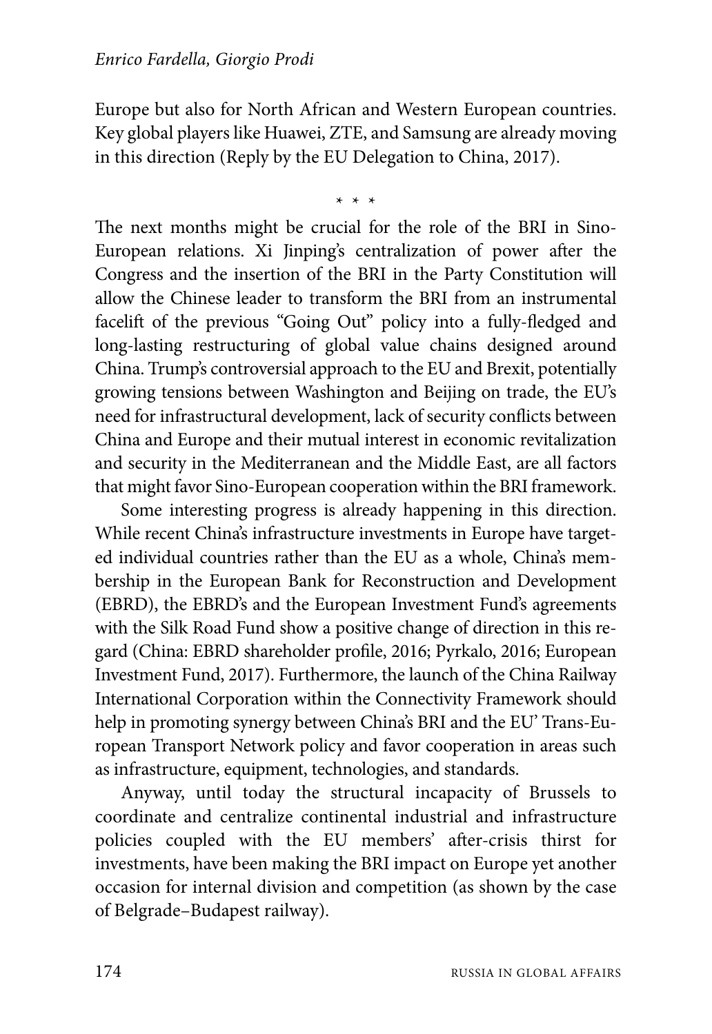Europe but also for North African and Western European countries. Key global players like Huawei, ZTE, and Samsung are already moving in this direction (Reply by the EU Delegation to China, 2017).

\* \* \*

The next months might be crucial for the role of the BRI in Sino-European relations. Xi Jinping's centralization of power after the Congress and the insertion of the BRI in the Party Constitution will allow the Chinese leader to transform the BRI from an instrumental facelift of the previous "Going Out" policy into a fully-fledged and long-lasting restructuring of global value chains designed around China. Trump's controversial approach to the EU and Brexit, potentially growing tensions between Washington and Beijing on trade, the EU's need for infrastructural development, lack of security conflicts between China and Europe and their mutual interest in economic revitalization and security in the Mediterranean and the Middle East, are all factors that might favor Sino-European cooperation within the BRI framework.

Some interesting progress is already happening in this direction. While recent China's infrastructure investments in Europe have targeted individual countries rather than the EU as a whole, China's membership in the European Bank for Reconstruction and Development (EBRD), the EBRD's and the European Investment Fund's agreements with the Silk Road Fund show a positive change of direction in this regard (China: EBRD shareholder profile, 2016; Pyrkalo, 2016; European Investment Fund, 2017). Furthermore, the launch of the China Railway International Corporation within the Connectivity Framework should help in promoting synergy between China's BRI and the EU' Trans-European Transport Network policy and favor cooperation in areas such as infrastructure, equipment, technologies, and standards.

Anyway, until today the structural incapacity of Brussels to coordinate and centralize continental industrial and infrastructure policies coupled with the EU members' after-crisis thirst for investments, have been making the BRI impact on Europe yet another occasion for internal division and competition (as shown by the case of Belgrade–Budapest railway).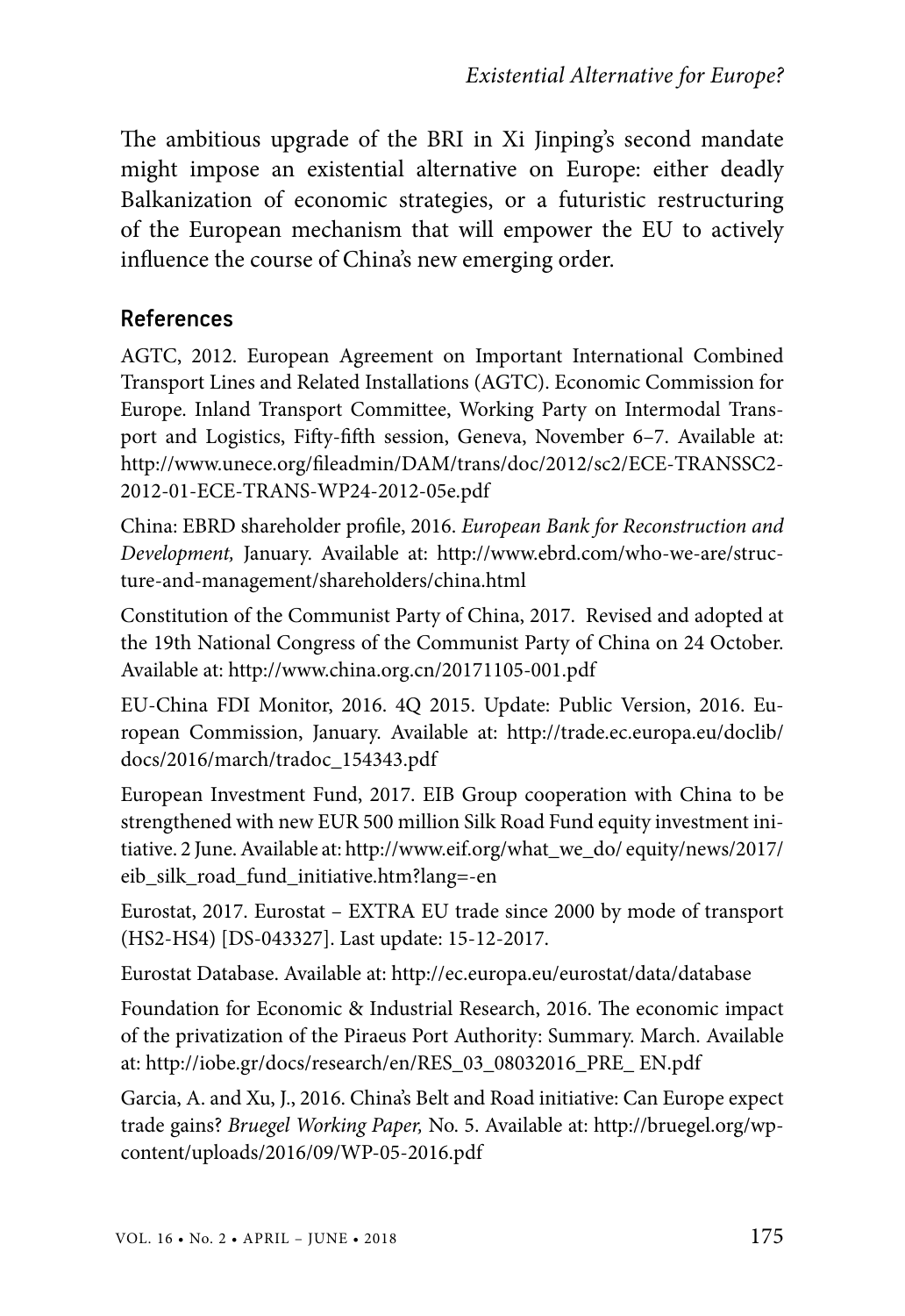The ambitious upgrade of the BRI in Xi Jinping's second mandate might impose an existential alternative on Europe: either deadly Balkanization of economic strategies, or a futuristic restructuring of the European mechanism that will empower the EU to actively influence the course of China's new emerging order.

## References

AGTC, 2012. European Agreement on Important International Combined Transport Lines and Related Installations (AGTC). Economic Commission for Europe. Inland Transport Committee, Working Party on Intermodal Transport and Logistics, Fifty-fifth session, Geneva, November 6–7. Available at: http://www.unece.org/fileadmin/DAM/trans/doc/2012/sc2/ECE-TRANSSC2-2012-01-ECE-TRANS-WP24-2012-05e.pdf

China: EBRD shareholder profile, 2016. *European Bank for Reconstruction and Development,* January. Available at: http://www.ebrd.com/who-we-are/structure-and-management/shareholders/china.html

Constitution of the Communist Party of China, 2017. Revised and adopted at the 19th National Congress of the Communist Party of China on 24 October. Available at: http://www.china.org.cn/20171105-001.pdf

EU-China FDI Monitor, 2016. 4Q 2015. Update: Public Version, 2016. European Commission, January. Available at: http://trade.ec.europa.eu/doclib/docs/2016/march/tradoc_154343.pdf

European Investment Fund, 2017. EIB Group cooperation with China to be strengthened with new EUR 500 million Silk Road Fund equity investment initiative. 2 June. Available at: http://www.eif.org/what_we_do/ equity/news/2017/eib_silk_road_fund_initiative.htm?lang=-en

Eurostat, 2017. Eurostat – EXTRA EU trade since 2000 by mode of transport (HS2-HS4) [DS-043327]. Last update: 15-12-2017.

Eurostat Database. Available at: http://ec.europa.eu/eurostat/data/database

Foundation for Economic & Industrial Research, 2016. The economic impact of the privatization of the Piraeus Port Authority: Summary. March. Available at: http://iobe.gr/docs/research/en/RES_03_08032016_PRE_ EN.pdf

Garcia, A. and Xu, J., 2016. China's Belt and Road initiative: Can Europe expect trade gains? *Bruegel Working Paper,* No. 5. Available at: http://bruegel.org/wp-content/uploads/2016/09/WP-05-2016.pdf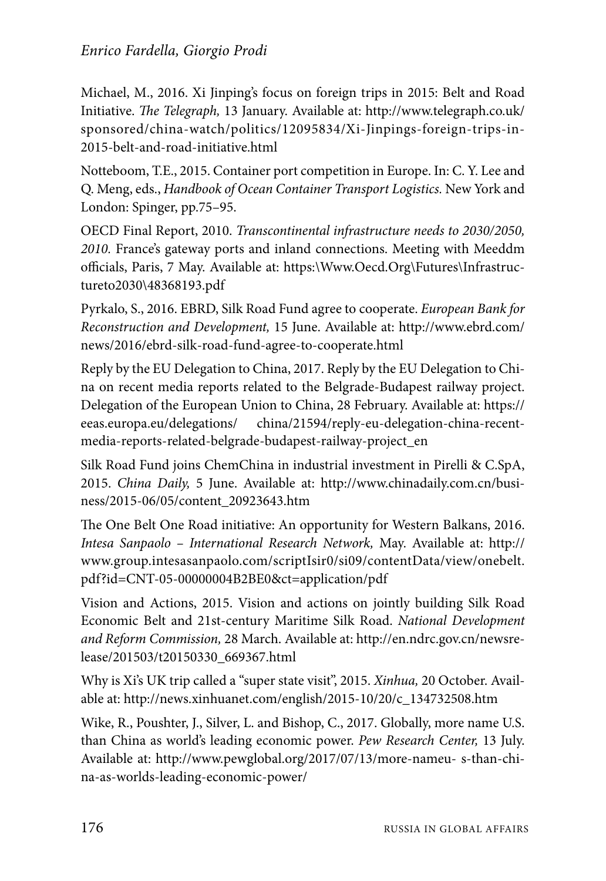Michael, M., 2016. Xi Jinping's focus on foreign trips in 2015: Belt and Road Initiative. *The Telegraph,* 13 January. Available at: http://www.telegraph.co.uk/sponsored/china-watch/politics/12095834/Xi-Jinpings-foreign-trips-in-2015-belt-and-road-initiative.html

Notteboom, T.E., 2015. Container port competition in Europe. In: C. Y. Lee and Q. Meng, eds., *Handbook of Ocean Container Transport Logistics.* New York and London: Spinger, pp.75–95.

OECD Final Report, 2010. *Transcontinental infrastructure needs to 2030/2050, 2010.* France's gateway ports and inland connections. Meeting with Meeddm officials, Paris, 7 May. Available at: https:\Www.Oecd.Org\Futures\Infrastructureto2030\48368193.pdf

Pyrkalo, S., 2016. EBRD, Silk Road Fund agree to cooperate. *European Bank for Reconstruction and Development,* 15 June. Available at: http://www.ebrd.com/news/2016/ebrd-silk-road-fund-agree-to-cooperate.html

Reply by the EU Delegation to China, 2017. Reply by the EU Delegation to China on recent media reports related to the Belgrade-Budapest railway project. Delegation of the European Union to China, 28 February. Available at: https://eeas.europa.eu/delegations/ china/21594/reply-eu-delegation-china-recent-media-reports-related-belgrade-budapest-railway-project_en

Silk Road Fund joins ChemChina in industrial investment in Pirelli & C.SpA, 2015. *China Daily,* 5 June. Available at: http://www.chinadaily.com.cn/business/2015-06/05/content_20923643.htm

The One Belt One Road initiative: An opportunity for Western Balkans, 2016. *Intesa Sanpaolo – International Research Network,* May. Available at: http://www.group.intesasanpaolo.com/scriptIsir0/si09/contentData/view/onebelt.pdf?id=CNT-05-00000004B2BE0&ct=application/pdf

Vision and Actions, 2015. Vision and actions on jointly building Silk Road Economic Belt and 21st-century Maritime Silk Road. *National Development and Reform Commission,* 28 March. Available at: http://en.ndrc.gov.cn/newsrelease/201503/t20150330_669367.html

Why is Xi's UK trip called a "super state visit", 2015. *Xinhua,* 20 October. Available at: http://news.xinhuanet.com/english/2015-10/20/c_134732508.htm

Wike, R., Poushter, J., Silver, L. and Bishop, C., 2017. Globally, more name U.S. than China as world's leading economic power. *Pew Research Center,* 13 July. Available at: http://www.pewglobal.org/2017/07/13/more-nameu- s-than-china-as-worlds-leading-economic-power/